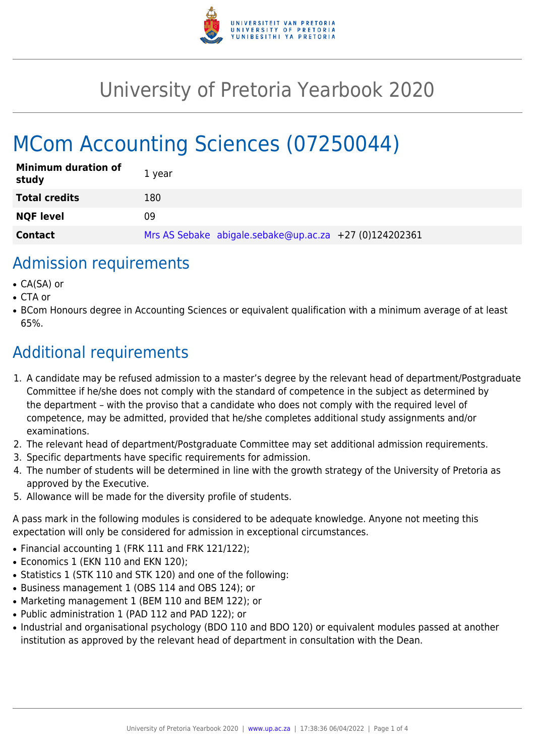# University of Pretoria Yearbook 2020

# MCom Accounting Sciences (07250044)

| **Minimum duration of study** | 1 year |
|---|---|
| **Total credits** | 180 |
| **NQF level** | 09 |
| **Contact** | Mrs AS Sebake abigale.sebake@up.ac.za +27 (0)124202361 |

## Admission requirements

- CA(SA) or
- CTA or
- BCom Honours degree in Accounting Sciences or equivalent qualification with a minimum average of at least 65%.

## Additional requirements

1. A candidate may be refused admission to a master's degree by the relevant head of department/Postgraduate Committee if he/she does not comply with the standard of competence in the subject as determined by the department – with the proviso that a candidate who does not comply with the required level of competence, may be admitted, provided that he/she completes additional study assignments and/or examinations.
2. The relevant head of department/Postgraduate Committee may set additional admission requirements.
3. Specific departments have specific requirements for admission.
4. The number of students will be determined in line with the growth strategy of the University of Pretoria as approved by the Executive.
5. Allowance will be made for the diversity profile of students.

A pass mark in the following modules is considered to be adequate knowledge. Anyone not meeting this expectation will only be considered for admission in exceptional circumstances.

- Financial accounting 1 (FRK 111 and FRK 121/122);
- Economics 1 (EKN 110 and EKN 120);
- Statistics 1 (STK 110 and STK 120) and one of the following:
- Business management 1 (OBS 114 and OBS 124); or
- Marketing management 1 (BEM 110 and BEM 122); or
- Public administration 1 (PAD 112 and PAD 122); or
- Industrial and organisational psychology (BDO 110 and BDO 120) or equivalent modules passed at another institution as approved by the relevant head of department in consultation with the Dean.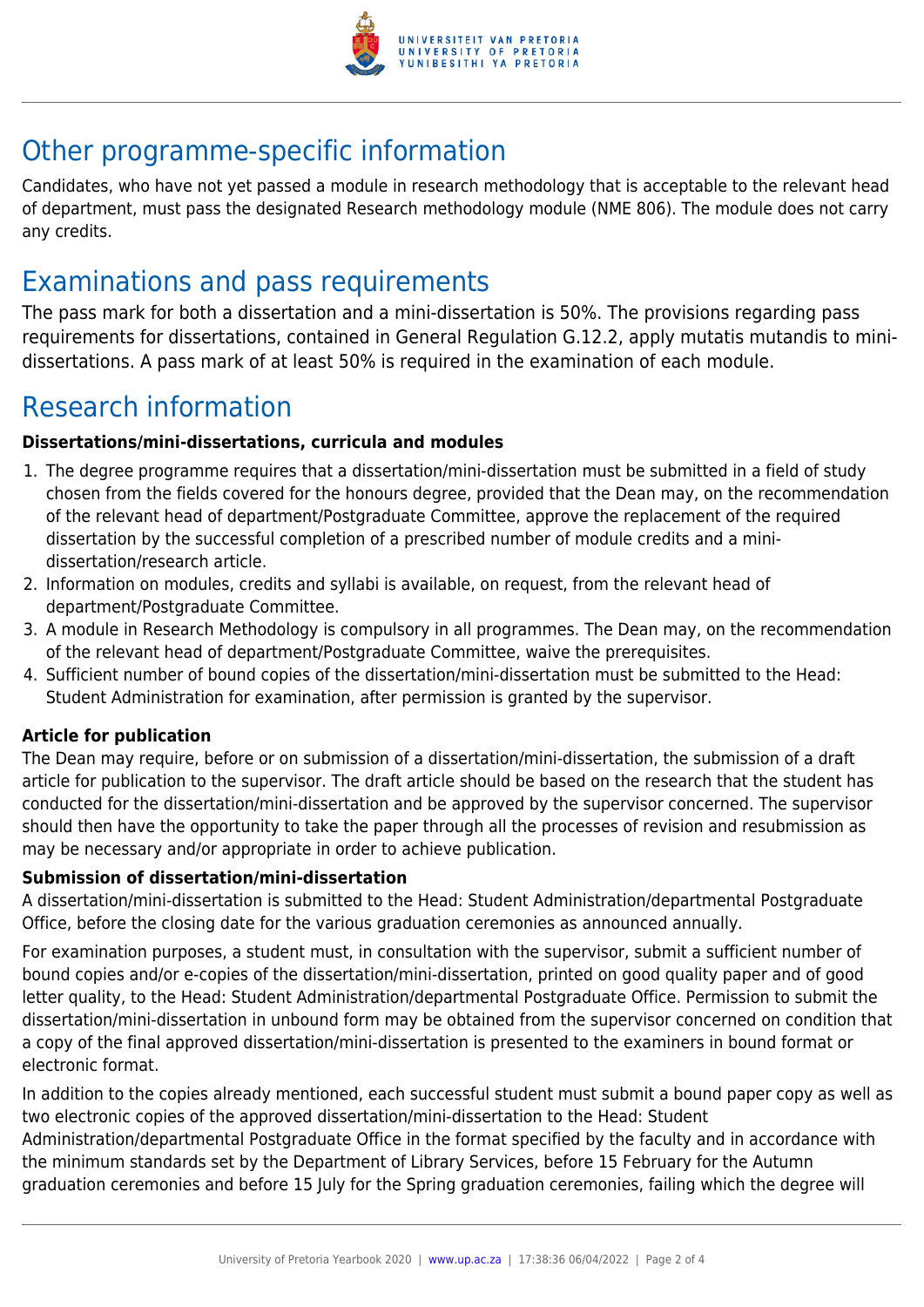## Other programme-specific information

Candidates, who have not yet passed a module in research methodology that is acceptable to the relevant head of department, must pass the designated Research methodology module (NME 806). The module does not carry any credits.

## Examinations and pass requirements

The pass mark for both a dissertation and a mini-dissertation is 50%. The provisions regarding pass requirements for dissertations, contained in General Regulation G.12.2, apply mutatis mutandis to mini-dissertations. A pass mark of at least 50% is required in the examination of each module.

## Research information

**Dissertations/mini-dissertations, curricula and modules**

1. The degree programme requires that a dissertation/mini-dissertation must be submitted in a field of study chosen from the fields covered for the honours degree, provided that the Dean may, on the recommendation of the relevant head of department/Postgraduate Committee, approve the replacement of the required dissertation by the successful completion of a prescribed number of module credits and a mini-dissertation/research article.
2. Information on modules, credits and syllabi is available, on request, from the relevant head of department/Postgraduate Committee.
3. A module in Research Methodology is compulsory in all programmes. The Dean may, on the recommendation of the relevant head of department/Postgraduate Committee, waive the prerequisites.
4. Sufficient number of bound copies of the dissertation/mini-dissertation must be submitted to the Head: Student Administration for examination, after permission is granted by the supervisor.

**Article for publication**

The Dean may require, before or on submission of a dissertation/mini-dissertation, the submission of a draft article for publication to the supervisor. The draft article should be based on the research that the student has conducted for the dissertation/mini-dissertation and be approved by the supervisor concerned. The supervisor should then have the opportunity to take the paper through all the processes of revision and resubmission as may be necessary and/or appropriate in order to achieve publication.

**Submission of dissertation/mini-dissertation**

A dissertation/mini-dissertation is submitted to the Head: Student Administration/departmental Postgraduate Office, before the closing date for the various graduation ceremonies as announced annually.

For examination purposes, a student must, in consultation with the supervisor, submit a sufficient number of bound copies and/or e-copies of the dissertation/mini-dissertation, printed on good quality paper and of good letter quality, to the Head: Student Administration/departmental Postgraduate Office. Permission to submit the dissertation/mini-dissertation in unbound form may be obtained from the supervisor concerned on condition that a copy of the final approved dissertation/mini-dissertation is presented to the examiners in bound format or electronic format.

In addition to the copies already mentioned, each successful student must submit a bound paper copy as well as two electronic copies of the approved dissertation/mini-dissertation to the Head: Student Administration/departmental Postgraduate Office in the format specified by the faculty and in accordance with the minimum standards set by the Department of Library Services, before 15 February for the Autumn graduation ceremonies and before 15 July for the Spring graduation ceremonies, failing which the degree will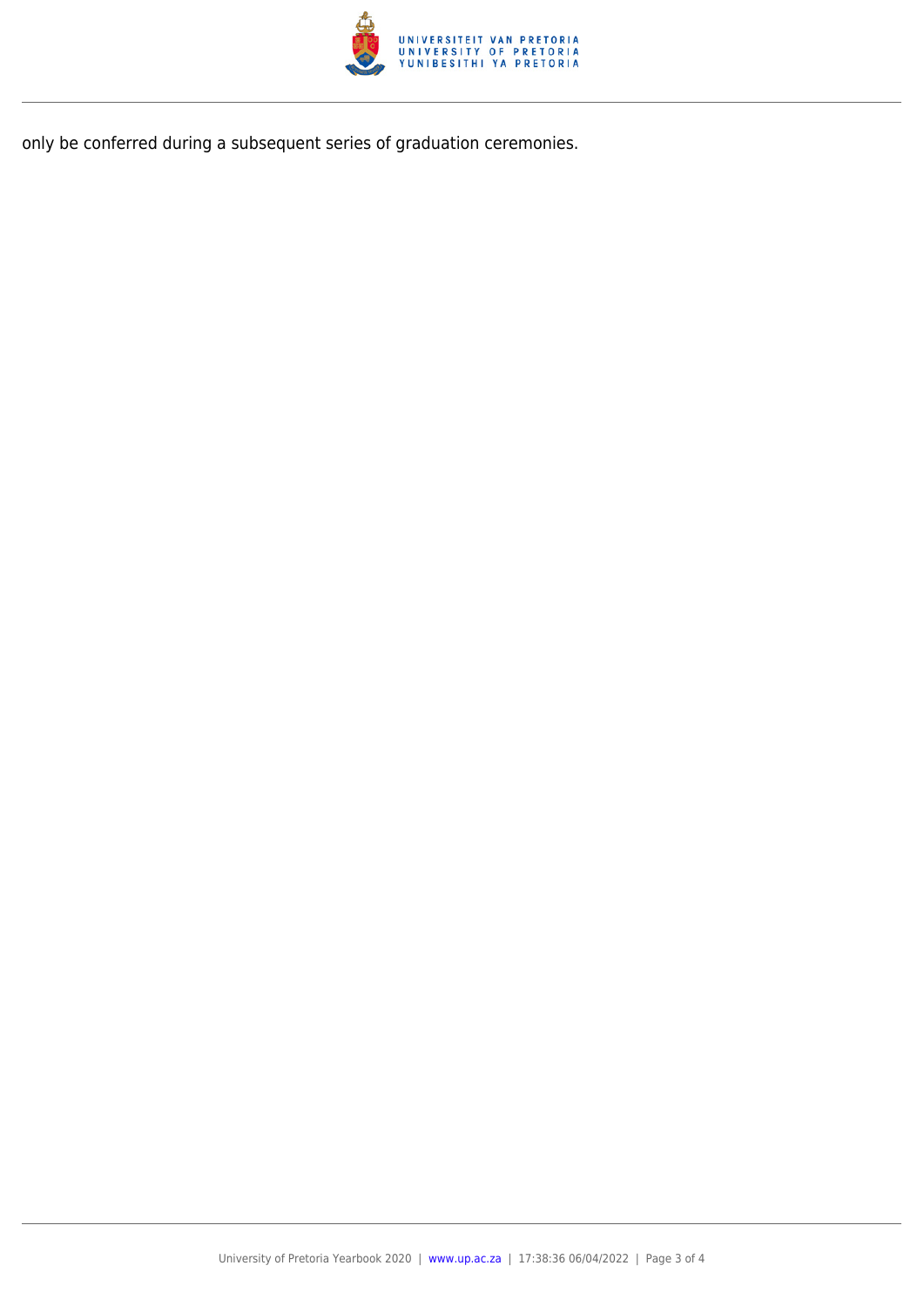only be conferred during a subsequent series of graduation ceremonies.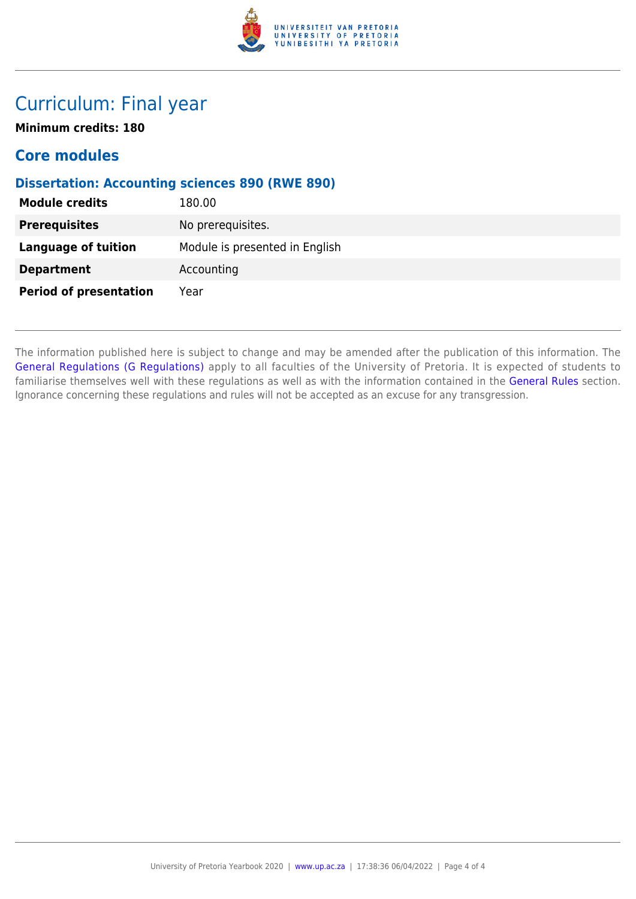# Curriculum: Final year

**Minimum credits: 180**

## Core modules

### Dissertation: Accounting sciences 890 (RWE 890)

| | |
|---|---|
| **Module credits** | 180.00 |
| **Prerequisites** | No prerequisites. |
| **Language of tuition** | Module is presented in English |
| **Department** | Accounting |
| **Period of presentation** | Year |

The information published here is subject to change and may be amended after the publication of this information. The General Regulations (G Regulations) apply to all faculties of the University of Pretoria. It is expected of students to familiarise themselves well with these regulations as well as with the information contained in the General Rules section. Ignorance concerning these regulations and rules will not be accepted as an excuse for any transgression.